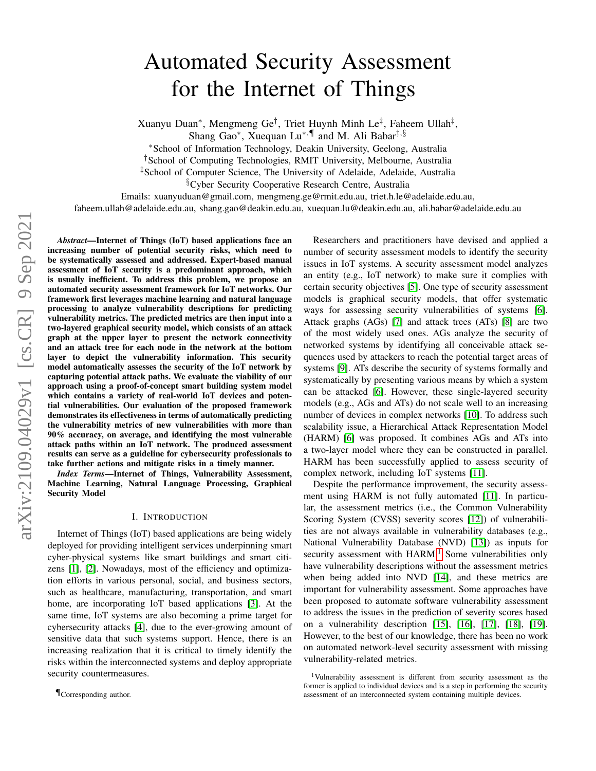# Automated Security Assessment for the Internet of Things

Xuanyu Duan*, Mengmeng Ge†, Triet Huynh Minh Le‡, Faheem Ullah‡, Shang Gao*, Xuequan Lu*,¶ and M. Ali Babar‡,§

*School of Information Technology, Deakin University, Geelong, Australia
†School of Computing Technologies, RMIT University, Melbourne, Australia
‡School of Computer Science, The University of Adelaide, Adelaide, Australia
§Cyber Security Cooperative Research Centre, Australia

Emails: xuanyuduan@gmail.com, mengmeng.ge@rmit.edu.au, triet.h.le@adelaide.edu.au, faheem.ullah@adelaide.edu.au, shang.gao@deakin.edu.au, xuequan.lu@deakin.edu.au, ali.babar@adelaide.edu.au

***Abstract*—Internet of Things (IoT) based applications face an increasing number of potential security risks, which need to be systematically assessed and addressed. Expert-based manual assessment of IoT security is a predominant approach, which is usually inefficient. To address this problem, we propose an automated security assessment framework for IoT networks. Our framework first leverages machine learning and natural language processing to analyze vulnerability descriptions for predicting vulnerability metrics. The predicted metrics are then input into a two-layered graphical security model, which consists of an attack graph at the upper layer to present the network connectivity and an attack tree for each node in the network at the bottom layer to depict the vulnerability information. This security model automatically assesses the security of the IoT network by capturing potential attack paths. We evaluate the viability of our approach using a proof-of-concept smart building system model which contains a variety of real-world IoT devices and potential vulnerabilities. Our evaluation of the proposed framework demonstrates its effectiveness in terms of automatically predicting the vulnerability metrics of new vulnerabilities with more than 90% accuracy, on average, and identifying the most vulnerable attack paths within an IoT network. The produced assessment results can serve as a guideline for cybersecurity professionals to take further actions and mitigate risks in a timely manner.**

***Index Terms*—Internet of Things, Vulnerability Assessment, Machine Learning, Natural Language Processing, Graphical Security Model**

## I. Introduction

Internet of Things (IoT) based applications are being widely deployed for providing intelligent services underpinning smart cyber-physical systems like smart buildings and smart citizens [1], [2]. Nowadays, most of the efficiency and optimization efforts in various personal, social, and business sectors, such as healthcare, manufacturing, transportation, and smart home, are incorporating IoT based applications [3]. At the same time, IoT systems are also becoming a prime target for cybersecurity attacks [4], due to the ever-growing amount of sensitive data that such systems support. Hence, there is an increasing realization that it is critical to timely identify the risks within the interconnected systems and deploy appropriate security countermeasures.

Researchers and practitioners have devised and applied a number of security assessment models to identify the security issues in IoT systems. A security assessment model analyzes an entity (e.g., IoT network) to make sure it complies with certain security objectives [5]. One type of security assessment models is graphical security models, that offer systematic ways for assessing security vulnerabilities of systems [6]. Attack graphs (AGs) [7] and attack trees (ATs) [8] are two of the most widely used ones. AGs analyze the security of networked systems by identifying all conceivable attack sequences used by attackers to reach the potential target areas of systems [9]. ATs describe the security of systems formally and systematically by presenting various means by which a system can be attacked [6]. However, these single-layered security models (e.g., AGs and ATs) do not scale well to an increasing number of devices in complex networks [10]. To address such scalability issue, a Hierarchical Attack Representation Model (HARM) [6] was proposed. It combines AGs and ATs into a two-layer model where they can be constructed in parallel. HARM has been successfully applied to assess security of complex network, including IoT systems [11].

Despite the performance improvement, the security assessment using HARM is not fully automated [11]. In particular, the assessment metrics (i.e., the Common Vulnerability Scoring System (CVSS) severity scores [12]) of vulnerabilities are not always available in vulnerability databases (e.g., National Vulnerability Database (NVD) [13]) as inputs for security assessment with HARM.[1] Some vulnerabilities only have vulnerability descriptions without the assessment metrics when being added into NVD [14], and these metrics are important for vulnerability assessment. Some approaches have been proposed to automate software vulnerability assessment to address the issues in the prediction of severity scores based on a vulnerability description [15], [16], [17], [18], [19]. However, to the best of our knowledge, there has been no work on automated network-level security assessment with missing vulnerability-related metrics.

¶Corresponding author.

[1] Vulnerability assessment is different from security assessment as the former is applied to individual devices and is a step in performing the security assessment of an interconnected system containing multiple devices.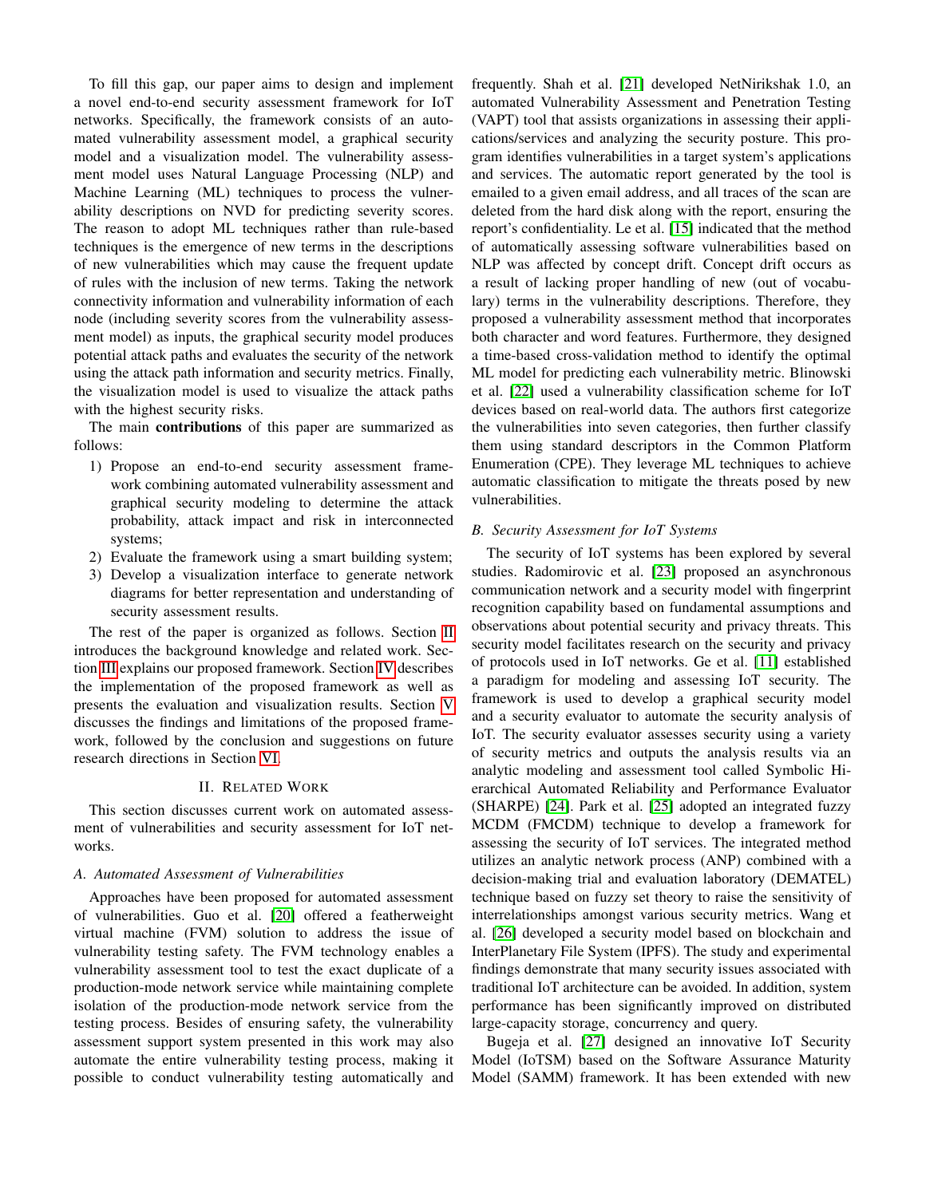To fill this gap, our paper aims to design and implement a novel end-to-end security assessment framework for IoT networks. Specifically, the framework consists of an automated vulnerability assessment model, a graphical security model and a visualization model. The vulnerability assessment model uses Natural Language Processing (NLP) and Machine Learning (ML) techniques to process the vulnerability descriptions on NVD for predicting severity scores. The reason to adopt ML techniques rather than rule-based techniques is the emergence of new terms in the descriptions of new vulnerabilities which may cause the frequent update of rules with the inclusion of new terms. Taking the network connectivity information and vulnerability information of each node (including severity scores from the vulnerability assessment model) as inputs, the graphical security model produces potential attack paths and evaluates the security of the network using the attack path information and security metrics. Finally, the visualization model is used to visualize the attack paths with the highest security risks.

The main **contributions** of this paper are summarized as follows:

1) Propose an end-to-end security assessment framework combining automated vulnerability assessment and graphical security modeling to determine the attack probability, attack impact and risk in interconnected systems;
2) Evaluate the framework using a smart building system;
3) Develop a visualization interface to generate network diagrams for better representation and understanding of security assessment results.

The rest of the paper is organized as follows. Section II introduces the background knowledge and related work. Section III explains our proposed framework. Section IV describes the implementation of the proposed framework as well as presents the evaluation and visualization results. Section V discusses the findings and limitations of the proposed framework, followed by the conclusion and suggestions on future research directions in Section VI.

## II. Related Work

This section discusses current work on automated assessment of vulnerabilities and security assessment for IoT networks.

### A. Automated Assessment of Vulnerabilities

Approaches have been proposed for automated assessment of vulnerabilities. Guo et al. [20] offered a featherweight virtual machine (FVM) solution to address the issue of vulnerability testing safety. The FVM technology enables a vulnerability assessment tool to test the exact duplicate of a production-mode network service while maintaining complete isolation of the production-mode network service from the testing process. Besides of ensuring safety, the vulnerability assessment support system presented in this work may also automate the entire vulnerability testing process, making it possible to conduct vulnerability testing automatically and frequently. Shah et al. [21] developed NetNirikshak 1.0, an automated Vulnerability Assessment and Penetration Testing (VAPT) tool that assists organizations in assessing their applications/services and analyzing the security posture. This program identifies vulnerabilities in a target system's applications and services. The automatic report generated by the tool is emailed to a given email address, and all traces of the scan are deleted from the hard disk along with the report, ensuring the report's confidentiality. Le et al. [15] indicated that the method of automatically assessing software vulnerabilities based on NLP was affected by concept drift. Concept drift occurs as a result of lacking proper handling of new (out of vocabulary) terms in the vulnerability descriptions. Therefore, they proposed a vulnerability assessment method that incorporates both character and word features. Furthermore, they designed a time-based cross-validation method to identify the optimal ML model for predicting each vulnerability metric. Blinowski et al. [22] used a vulnerability classification scheme for IoT devices based on real-world data. The authors first categorize the vulnerabilities into seven categories, then further classify them using standard descriptors in the Common Platform Enumeration (CPE). They leverage ML techniques to achieve automatic classification to mitigate the threats posed by new vulnerabilities.

### B. Security Assessment for IoT Systems

The security of IoT systems has been explored by several studies. Radomirovic et al. [23] proposed an asynchronous communication network and a security model with fingerprint recognition capability based on fundamental assumptions and observations about potential security and privacy threats. This security model facilitates research on the security and privacy of protocols used in IoT networks. Ge et al. [11] established a paradigm for modeling and assessing IoT security. The framework is used to develop a graphical security model and a security evaluator to automate the security analysis of IoT. The security evaluator assesses security using a variety of security metrics and outputs the analysis results via an analytic modeling and assessment tool called Symbolic Hierarchical Automated Reliability and Performance Evaluator (SHARPE) [24]. Park et al. [25] adopted an integrated fuzzy MCDM (FMCDM) technique to develop a framework for assessing the security of IoT services. The integrated method utilizes an analytic network process (ANP) combined with a decision-making trial and evaluation laboratory (DEMATEL) technique based on fuzzy set theory to raise the sensitivity of interrelationships amongst various security metrics. Wang et al. [26] developed a security model based on blockchain and InterPlanetary File System (IPFS). The study and experimental findings demonstrate that many security issues associated with traditional IoT architecture can be avoided. In addition, system performance has been significantly improved on distributed large-capacity storage, concurrency and query.

Bugeja et al. [27] designed an innovative IoT Security Model (IoTSM) based on the Software Assurance Maturity Model (SAMM) framework. It has been extended with new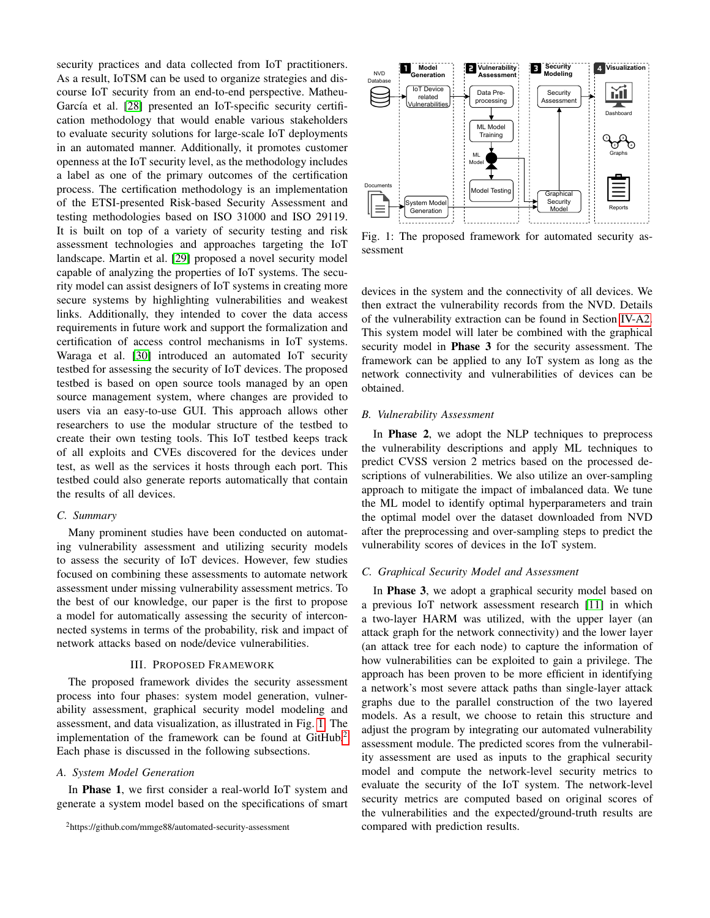security practices and data collected from IoT practitioners. As a result, IoTSM can be used to organize strategies and discourse IoT security from an end-to-end perspective. Matheu-García et al. [28] presented an IoT-specific security certification methodology that would enable various stakeholders to evaluate security solutions for large-scale IoT deployments in an automated manner. Additionally, it promotes customer openness at the IoT security level, as the methodology includes a label as one of the primary outcomes of the certification process. The certification methodology is an implementation of the ETSI-presented Risk-based Security Assessment and testing methodologies based on ISO 31000 and ISO 29119. It is built on top of a variety of security testing and risk assessment technologies and approaches targeting the IoT landscape. Martin et al. [29] proposed a novel security model capable of analyzing the properties of IoT systems. The security model can assist designers of IoT systems in creating more secure systems by highlighting vulnerabilities and weakest links. Additionally, they intended to cover the data access requirements in future work and support the formalization and certification of access control mechanisms in IoT systems. Waraga et al. [30] introduced an automated IoT security testbed for assessing the security of IoT devices. The proposed testbed is based on open source tools managed by an open source management system, where changes are provided to users via an easy-to-use GUI. This approach allows other researchers to use the modular structure of the testbed to create their own testing tools. This IoT testbed keeps track of all exploits and CVEs discovered for the devices under test, as well as the services it hosts through each port. This testbed could also generate reports automatically that contain the results of all devices.

### C. Summary

Many prominent studies have been conducted on automating vulnerability assessment and utilizing security models to assess the security of IoT devices. However, few studies focused on combining these assessments to automate network assessment under missing vulnerability assessment metrics. To the best of our knowledge, our paper is the first to propose a model for automatically assessing the security of interconnected systems in terms of the probability, risk and impact of network attacks based on node/device vulnerabilities.

## III. Proposed Framework

The proposed framework divides the security assessment process into four phases: system model generation, vulnerability assessment, graphical security model modeling and assessment, and data visualization, as illustrated in Fig. 1. The implementation of the framework can be found at GitHub.[2] Each phase is discussed in the following subsections.

### A. System Model Generation

In **Phase 1**, we first consider a real-world IoT system and generate a system model based on the specifications of smart devices in the system and the connectivity of all devices. We then extract the vulnerability records from the NVD. Details of the vulnerability extraction can be found in Section IV-A2. This system model will later be combined with the graphical security model in **Phase 3** for the security assessment. The framework can be applied to any IoT system as long as the network connectivity and vulnerabilities of devices can be obtained.

Fig. 1: The proposed framework for automated security assessment

### B. Vulnerability Assessment

In **Phase 2**, we adopt the NLP techniques to preprocess the vulnerability descriptions and apply ML techniques to predict CVSS version 2 metrics based on the processed descriptions of vulnerabilities. We also utilize an over-sampling approach to mitigate the impact of imbalanced data. We tune the ML model to identify optimal hyperparameters and train the optimal model over the dataset downloaded from NVD after the preprocessing and over-sampling steps to predict the vulnerability scores of devices in the IoT system.

### C. Graphical Security Model and Assessment

In **Phase 3**, we adopt a graphical security model based on a previous IoT network assessment research [11] in which a two-layer HARM was utilized, with the upper layer (an attack graph for the network connectivity) and the lower layer (an attack tree for each node) to capture the information of how vulnerabilities can be exploited to gain a privilege. The approach has been proven to be more efficient in identifying a network's most severe attack paths than single-layer attack graphs due to the parallel construction of the two layered models. As a result, we choose to retain this structure and adjust the program by integrating our automated vulnerability assessment module. The predicted scores from the vulnerability assessment are used as inputs to the graphical security model and compute the network-level security metrics to evaluate the security of the IoT system. The network-level security metrics are computed based on original scores of the vulnerabilities and the expected/ground-truth results are compared with prediction results.

[2]https://github.com/mmge88/automated-security-assessment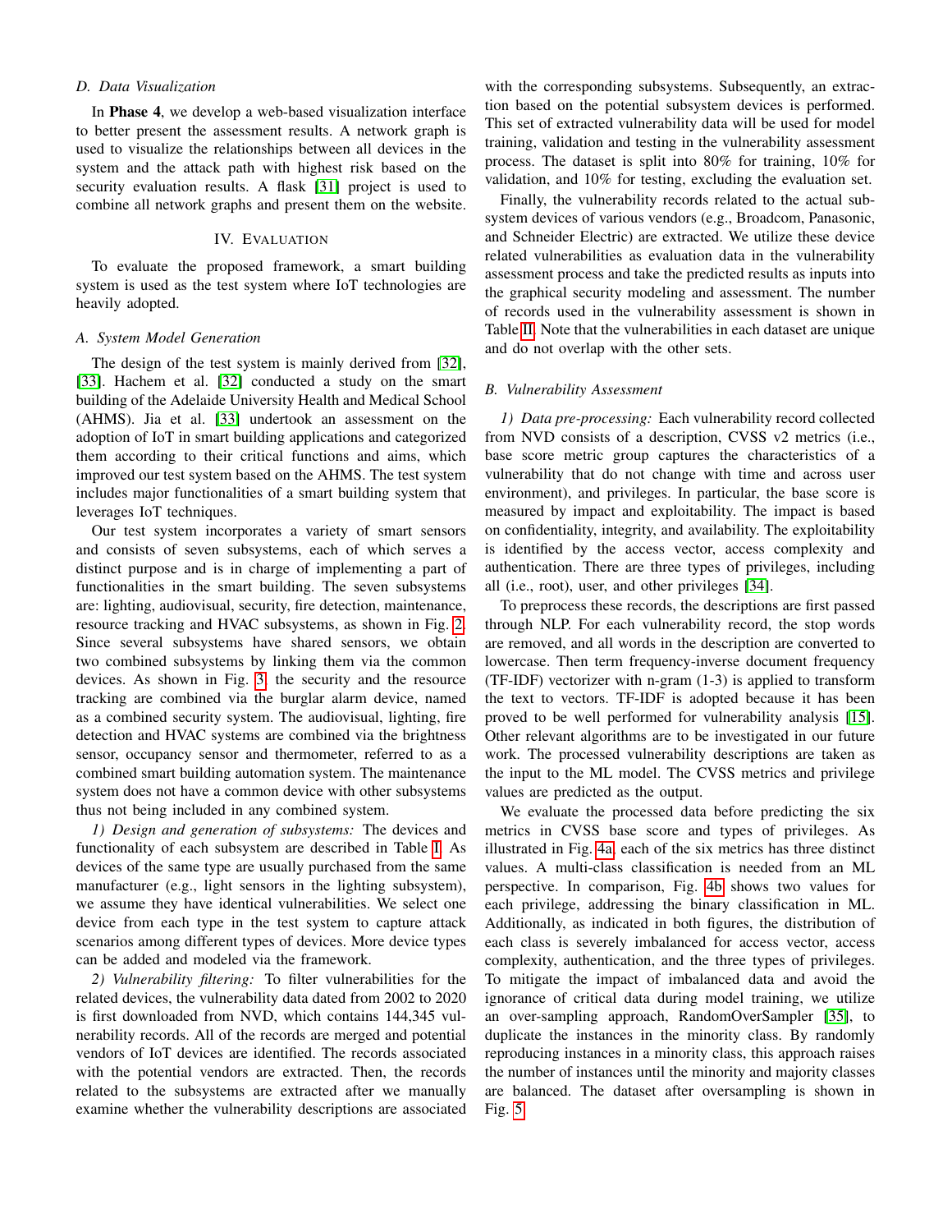### D. Data Visualization

In **Phase 4**, we develop a web-based visualization interface to better present the assessment results. A network graph is used to visualize the relationships between all devices in the system and the attack path with highest risk based on the security evaluation results. A flask [31] project is used to combine all network graphs and present them on the website.

## IV. Evaluation

To evaluate the proposed framework, a smart building system is used as the test system where IoT technologies are heavily adopted.

### A. System Model Generation

The design of the test system is mainly derived from [32], [33]. Hachem et al. [32] conducted a study on the smart building of the Adelaide University Health and Medical School (AHMS). Jia et al. [33] undertook an assessment on the adoption of IoT in smart building applications and categorized them according to their critical functions and aims, which improved our test system based on the AHMS. The test system includes major functionalities of a smart building system that leverages IoT techniques.

Our test system incorporates a variety of smart sensors and consists of seven subsystems, each of which serves a distinct purpose and is in charge of implementing a part of functionalities in the smart building. The seven subsystems are: lighting, audiovisual, security, fire detection, maintenance, resource tracking and HVAC subsystems, as shown in Fig. 2. Since several subsystems have shared sensors, we obtain two combined subsystems by linking them via the common devices. As shown in Fig. 3, the security and the resource tracking are combined via the burglar alarm device, named as a combined security system. The audiovisual, lighting, fire detection and HVAC systems are combined via the brightness sensor, occupancy sensor and thermometer, referred to as a combined smart building automation system. The maintenance system does not have a common device with other subsystems thus not being included in any combined system.

*1) Design and generation of subsystems:* The devices and functionality of each subsystem are described in Table I. As devices of the same type are usually purchased from the same manufacturer (e.g., light sensors in the lighting subsystem), we assume they have identical vulnerabilities. We select one device from each type in the test system to capture attack scenarios among different types of devices. More device types can be added and modeled via the framework.

*2) Vulnerability filtering:* To filter vulnerabilities for the related devices, the vulnerability data dated from 2002 to 2020 is first downloaded from NVD, which contains 144,345 vulnerability records. All of the records are merged and potential vendors of IoT devices are identified. The records associated with the potential vendors are extracted. Then, the records related to the subsystems are extracted after we manually examine whether the vulnerability descriptions are associated with the corresponding subsystems. Subsequently, an extraction based on the potential subsystem devices is performed. This set of extracted vulnerability data will be used for model training, validation and testing in the vulnerability assessment process. The dataset is split into 80% for training, 10% for validation, and 10% for testing, excluding the evaluation set.

Finally, the vulnerability records related to the actual subsystem devices of various vendors (e.g., Broadcom, Panasonic, and Schneider Electric) are extracted. We utilize these device related vulnerabilities as evaluation data in the vulnerability assessment process and take the predicted results as inputs into the graphical security modeling and assessment. The number of records used in the vulnerability assessment is shown in Table II. Note that the vulnerabilities in each dataset are unique and do not overlap with the other sets.

### B. Vulnerability Assessment

*1) Data pre-processing:* Each vulnerability record collected from NVD consists of a description, CVSS v2 metrics (i.e., base score metric group captures the characteristics of a vulnerability that do not change with time and across user environment), and privileges. In particular, the base score is measured by impact and exploitability. The impact is based on confidentiality, integrity, and availability. The exploitability is identified by the access vector, access complexity and authentication. There are three types of privileges, including all (i.e., root), user, and other privileges [34].

To preprocess these records, the descriptions are first passed through NLP. For each vulnerability record, the stop words are removed, and all words in the description are converted to lowercase. Then term frequency-inverse document frequency (TF-IDF) vectorizer with n-gram (1-3) is applied to transform the text to vectors. TF-IDF is adopted because it has been proved to be well performed for vulnerability analysis [15]. Other relevant algorithms are to be investigated in our future work. The processed vulnerability descriptions are taken as the input to the ML model. The CVSS metrics and privilege values are predicted as the output.

We evaluate the processed data before predicting the six metrics in CVSS base score and types of privileges. As illustrated in Fig. 4a, each of the six metrics has three distinct values. A multi-class classification is needed from an ML perspective. In comparison, Fig. 4b shows two values for each privilege, addressing the binary classification in ML. Additionally, as indicated in both figures, the distribution of each class is severely imbalanced for access vector, access complexity, authentication, and the three types of privileges. To mitigate the impact of imbalanced data and avoid the ignorance of critical data during model training, we utilize an over-sampling approach, RandomOverSampler [35], to duplicate the instances in the minority class. By randomly reproducing instances in a minority class, this approach raises the number of instances until the minority and majority classes are balanced. The dataset after oversampling is shown in Fig. 5.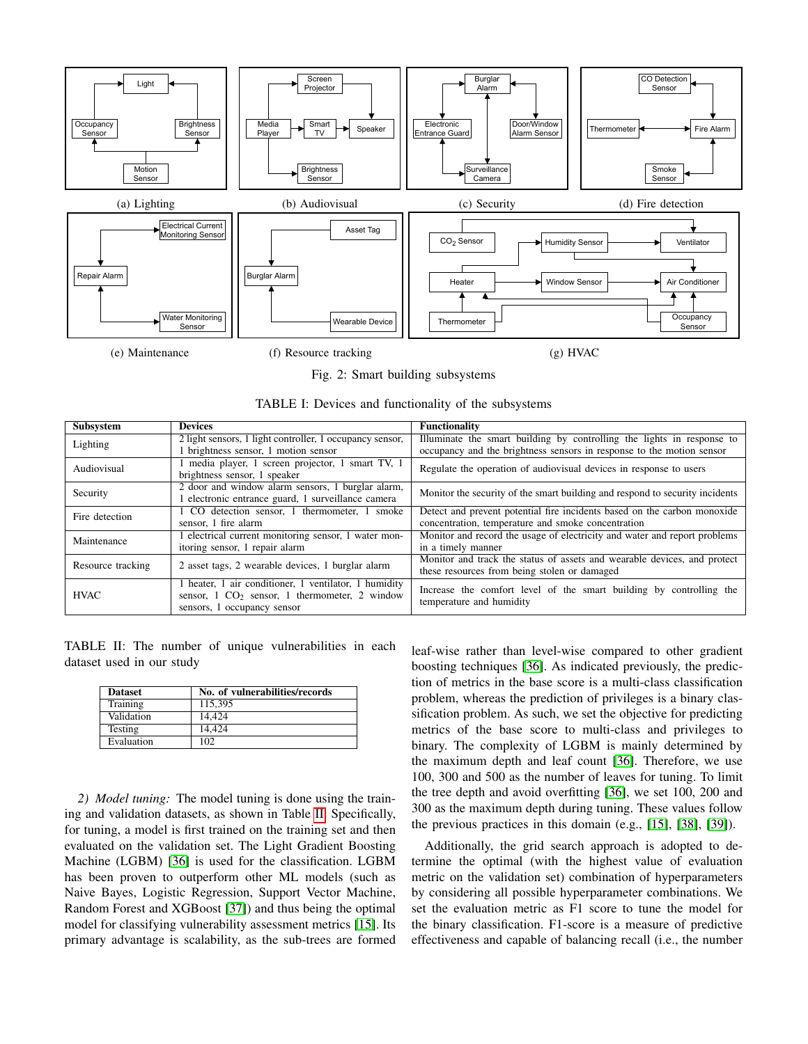(a) Lighting (b) Audiovisual (c) Security (d) Fire detection

(e) Maintenance (f) Resource tracking (g) HVAC

Fig. 2: Smart building subsystems

TABLE I: Devices and functionality of the subsystems

| Subsystem | Devices | Functionality |
|---|---|---|
| Lighting | 2 light sensors, 1 light controller, 1 occupancy sensor, 1 brightness sensor, 1 motion sensor | Illuminate the smart building by controlling the lights in response to occupancy and the brightness sensors in response to the motion sensor |
| Audiovisual | 1 media player, 1 screen projector, 1 smart TV, 1 brightness sensor, 1 speaker | Regulate the operation of audiovisual devices in response to users |
| Security | 2 door and window alarm sensors, 1 burglar alarm, 1 electronic entrance guard, 1 surveillance camera | Monitor the security of the smart building and respond to security incidents |
| Fire detection | 1 CO detection sensor, 1 thermometer, 1 smoke sensor, 1 fire alarm | Detect and prevent potential fire incidents based on the carbon monoxide concentration, temperature and smoke concentration |
| Maintenance | 1 electrical current monitoring sensor, 1 water monitoring sensor, 1 repair alarm | Monitor and record the usage of electricity and water and report problems in a timely manner |
| Resource tracking | 2 asset tags, 2 wearable devices, 1 burglar alarm | Monitor and track the status of assets and wearable devices, and protect these resources from being stolen or damaged |
| HVAC | 1 heater, 1 air conditioner, 1 ventilator, 1 humidity sensor, 1 $CO_2$ sensor, 1 thermometer, 2 window sensors, 1 occupancy sensor | Increase the comfort level of the smart building by controlling the temperature and humidity |

TABLE II: The number of unique vulnerabilities in each dataset used in our study

| Dataset | No. of vulnerabilities/records |
|---|---|
| Training | 115,395 |
| Validation | 14,424 |
| Testing | 14,424 |
| Evaluation | 102 |

*2) Model tuning:* The model tuning is done using the training and validation datasets, as shown in Table II. Specifically, for tuning, a model is first trained on the training set and then evaluated on the validation set. The Light Gradient Boosting Machine (LGBM) [36] is used for the classification. LGBM has been proven to outperform other ML models (such as Naive Bayes, Logistic Regression, Support Vector Machine, Random Forest and XGBoost [37]) and thus being the optimal model for classifying vulnerability assessment metrics [15]. Its primary advantage is scalability, as the sub-trees are formed leaf-wise rather than level-wise compared to other gradient boosting techniques [36]. As indicated previously, the prediction of metrics in the base score is a multi-class classification problem, whereas the prediction of privileges is a binary classification problem. As such, we set the objective for predicting metrics of the base score to multi-class and privileges to binary. The complexity of LGBM is mainly determined by the maximum depth and leaf count [36]. Therefore, we use 100, 300 and 500 as the number of leaves for tuning. To limit the tree depth and avoid overfitting [36], we set 100, 200 and 300 as the maximum depth during tuning. These values follow the previous practices in this domain (e.g., [15], [38], [39]).

Additionally, the grid search approach is adopted to determine the optimal (with the highest value of evaluation metric on the validation set) combination of hyperparameters by considering all possible hyperparameter combinations. We set the evaluation metric as F1 score to tune the model for the binary classification. F1-score is a measure of predictive effectiveness and capable of balancing recall (i.e., the number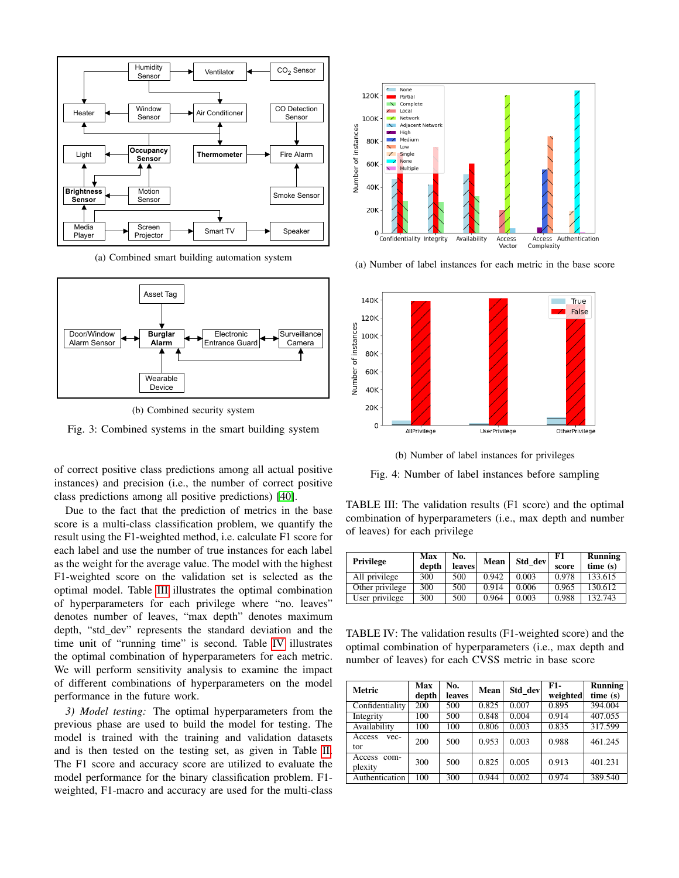(a) Combined smart building automation system

(b) Combined security system

Fig. 3: Combined systems in the smart building system

(a) Number of label instances for each metric in the base score

(b) Number of label instances for privileges

Fig. 4: Number of label instances before sampling

of correct positive class predictions among all actual positive instances) and precision (i.e., the number of correct positive class predictions among all positive predictions) [40].

Due to the fact that the prediction of metrics in the base score is a multi-class classification problem, we quantify the result using the F1-weighted method, i.e. calculate F1 score for each label and use the number of true instances for each label as the weight for the average value. The model with the highest F1-weighted score on the validation set is selected as the optimal model. Table III illustrates the optimal combination of hyperparameters for each privilege where "no. leaves" denotes number of leaves, "max depth" denotes maximum depth, "std_dev" represents the standard deviation and the time unit of "running time" is second. Table IV illustrates the optimal combination of hyperparameters for each metric. We will perform sensitivity analysis to examine the impact of different combinations of hyperparameters on the model performance in the future work.

*3) Model testing:* The optimal hyperparameters from the previous phase are used to build the model for testing. The model is trained with the training and validation datasets and is then tested on the testing set, as given in Table II. The F1 score and accuracy score are utilized to evaluate the model performance for the binary classification problem. F1-weighted, F1-macro and accuracy are used for the multi-class

TABLE III: The validation results (F1 score) and the optimal combination of hyperparameters (i.e., max depth and number of leaves) for each privilege

| Privilege | Max depth | No. leaves | Mean | Std_dev | F1 score | Running time (s) |
|---|---|---|---|---|---|---|
| All privilege | 300 | 500 | 0.942 | 0.003 | 0.978 | 133.615 |
| Other privilege | 300 | 500 | 0.914 | 0.006 | 0.965 | 130.612 |
| User privilege | 300 | 500 | 0.964 | 0.003 | 0.988 | 132.743 |

TABLE IV: The validation results (F1-weighted score) and the optimal combination of hyperparameters (i.e., max depth and number of leaves) for each CVSS metric in base score

| Metric | Max depth | No. leaves | Mean | Std_dev | F1-weighted | Running time (s) |
|---|---|---|---|---|---|---|
| Confidentiality | 200 | 500 | 0.825 | 0.007 | 0.895 | 394.004 |
| Integrity | 100 | 500 | 0.848 | 0.004 | 0.914 | 407.055 |
| Availability | 100 | 100 | 0.806 | 0.003 | 0.835 | 317.599 |
| Access vector | 200 | 500 | 0.953 | 0.003 | 0.988 | 461.245 |
| Access complexity | 300 | 500 | 0.825 | 0.005 | 0.913 | 401.231 |
| Authentication | 100 | 300 | 0.944 | 0.002 | 0.974 | 389.540 |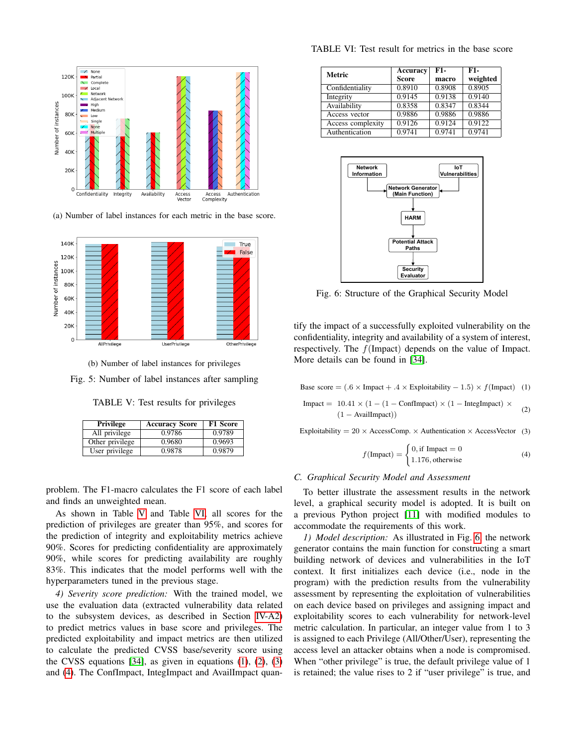(a) Number of label instances for each metric in the base score.

(b) Number of label instances for privileges

Fig. 5: Number of label instances after sampling

TABLE V: Test results for privileges

| Privilege | Accuracy Score | F1 Score |
|---|---|---|
| All privilege | 0.9786 | 0.9789 |
| Other privilege | 0.9680 | 0.9693 |
| User privilege | 0.9878 | 0.9879 |

problem. The F1-macro calculates the F1 score of each label and finds an unweighted mean.

As shown in Table V and Table VI, all scores for the prediction of privileges are greater than 95%, and scores for the prediction of integrity and exploitability metrics achieve 90%. Scores for predicting confidentiality are approximately 90%, while scores for predicting availability are roughly 83%. This indicates that the model performs well with the hyperparameters tuned in the previous stage.

*4) Severity score prediction:* With the trained model, we use the evaluation data (extracted vulnerability data related to the subsystem devices, as described in Section IV-A2) to predict metrics values in base score and privileges. The predicted exploitability and impact metrics are then utilized to calculate the predicted CVSS base/severity score using the CVSS equations [34], as given in equations (1), (2), (3) and (4). The ConfImpact, IntegImpact and AvailImpact quantify the impact of a successfully exploited vulnerability on the confidentiality, integrity and availability of a system of interest, respectively. The $f(\text{Impact})$ depends on the value of Impact. More details can be found in [34].

TABLE VI: Test result for metrics in the base score

| Metric | Accuracy Score | F1-macro | F1-weighted |
|---|---|---|---|
| Confidentiality | 0.8910 | 0.8908 | 0.8905 |
| Integrity | 0.9145 | 0.9138 | 0.9140 |
| Availability | 0.8358 | 0.8347 | 0.8344 |
| Access vector | 0.9886 | 0.9886 | 0.9886 |
| Access complexity | 0.9126 | 0.9124 | 0.9122 |
| Authentication | 0.9741 | 0.9741 | 0.9741 |

Fig. 6: Structure of the Graphical Security Model

$$\text{Base score} = (.6 \times \text{Impact} + .4 \times \text{Exploitability} - 1.5) \times f(\text{Impact}) \quad (1)$$

$$\begin{aligned}\text{Impact} = \ & 10.41 \times (1 - (1 - \text{ConfImpact}) \times (1 - \text{IntegImpact}) \times \\ & (1 - \text{AvailImpact}))\end{aligned} \quad (2)$$

$$\text{Exploitability} = 20 \times \text{AccessComp.} \times \text{Authentication} \times \text{AccessVector} \quad (3)$$

$$f(\text{Impact}) = \begin{cases} 0, \text{if Impact} = 0 \\ 1.176, \text{otherwise} \end{cases} \quad (4)$$

### C. Graphical Security Model and Assessment

To better illustrate the assessment results in the network level, a graphical security model is adopted. It is built on a previous Python project [11] with modified modules to accommodate the requirements of this work.

*1) Model description:* As illustrated in Fig. 6, the network generator contains the main function for constructing a smart building network of devices and vulnerabilities in the IoT context. It first initializes each device (i.e., node in the program) with the prediction results from the vulnerability assessment by representing the exploitation of vulnerabilities on each device based on privileges and assigning impact and exploitability scores to each vulnerability for network-level metric calculation. In particular, an integer value from 1 to 3 is assigned to each Privilege (All/Other/User), representing the access level an attacker obtains when a node is compromised. When "other privilege" is true, the default privilege value of 1 is retained; the value rises to 2 if "user privilege" is true, and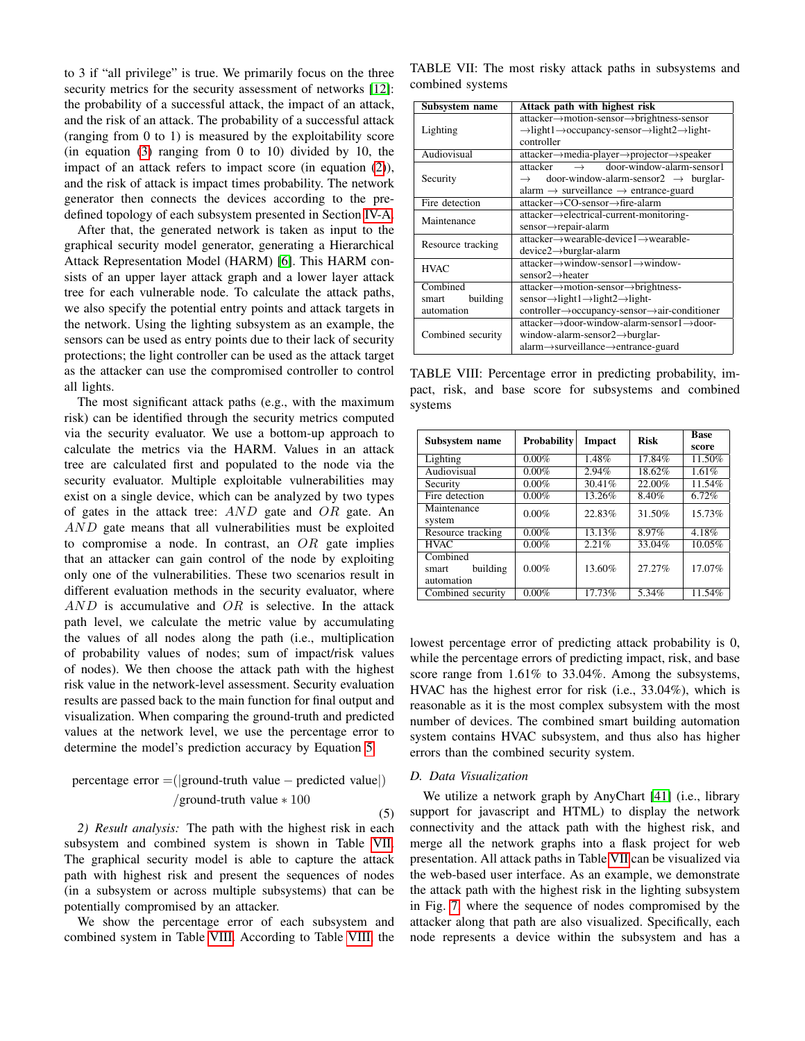to 3 if "all privilege" is true. We primarily focus on the three security metrics for the security assessment of networks [12]: the probability of a successful attack, the impact of an attack, and the risk of an attack. The probability of a successful attack (ranging from 0 to 1) is measured by the exploitability score (in equation (3) ranging from 0 to 10) divided by 10, the impact of an attack refers to impact score (in equation (2)), and the risk of attack is impact times probability. The network generator then connects the devices according to the pre-defined topology of each subsystem presented in Section IV-A.

After that, the generated network is taken as input to the graphical security model generator, generating a Hierarchical Attack Representation Model (HARM) [6]. This HARM consists of an upper layer attack graph and a lower layer attack tree for each vulnerable node. To calculate the attack paths, we also specify the potential entry points and attack targets in the network. Using the lighting subsystem as an example, the sensors can be used as entry points due to their lack of security protections; the light controller can be used as the attack target as the attacker can use the compromised controller to control all lights.

The most significant attack paths (e.g., with the maximum risk) can be identified through the security metrics computed via the security evaluator. We use a bottom-up approach to calculate the metrics via the HARM. Values in an attack tree are calculated first and populated to the node via the security evaluator. Multiple exploitable vulnerabilities may exist on a single device, which can be analyzed by two types of gates in the attack tree: $AND$ gate and $OR$ gate. An $AND$ gate means that all vulnerabilities must be exploited to compromise a node. In contrast, an $OR$ gate implies that an attacker can gain control of the node by exploiting only one of the vulnerabilities. These two scenarios result in different evaluation methods in the security evaluator, where $AND$ is accumulative and $OR$ is selective. In the attack path level, we calculate the metric value by accumulating the values of all nodes along the path (i.e., multiplication of probability values of nodes; sum of impact/risk values of nodes). We then choose the attack path with the highest risk value in the network-level assessment. Security evaluation results are passed back to the main function for final output and visualization. When comparing the ground-truth and predicted values at the network level, we use the percentage error to determine the model's prediction accuracy by Equation 5.

$$\text{percentage error} = (|\text{ground-truth value} - \text{predicted value}|) / \text{ground-truth value} * 100 \tag{5}$$

*2) Result analysis:* The path with the highest risk in each subsystem and combined system is shown in Table VII. The graphical security model is able to capture the attack path with highest risk and present the sequences of nodes (in a subsystem or across multiple subsystems) that can be potentially compromised by an attacker.

We show the percentage error of each subsystem and combined system in Table VIII. According to Table VIII, the lowest percentage error of predicting attack probability is 0, while the percentage errors of predicting impact, risk, and base score range from 1.61% to 33.04%. Among the subsystems, HVAC has the highest error for risk (i.e., 33.04%), which is reasonable as it is the most complex subsystem with the most number of devices. The combined smart building automation system contains HVAC subsystem, and thus also has higher errors than the combined security system.

TABLE VII: The most risky attack paths in subsystems and combined systems

| Subsystem name | Attack path with highest risk |
|---|---|
| Lighting | attacker→motion-sensor→brightness-sensor →light1→occupancy-sensor→light2→light-controller |
| Audiovisual | attacker→media-player→projector→speaker |
| Security | attacker → door-window-alarm-sensor1 → door-window-alarm-sensor2 → burglar-alarm → surveillance → entrance-guard |
| Fire detection | attacker→CO-sensor→fire-alarm |
| Maintenance | attacker→electrical-current-monitoring-sensor→repair-alarm |
| Resource tracking | attacker→wearable-device1→wearable-device2→burglar-alarm |
| HVAC | attacker→window-sensor1→window-sensor2→heater |
| Combined smart building automation | attacker→motion-sensor→brightness-sensor→light1→light2→light-controller→occupancy-sensor→air-conditioner |
| Combined security | attacker→door-window-alarm-sensor1→door-window-alarm-sensor2→burglar-alarm→surveillance→entrance-guard |

TABLE VIII: Percentage error in predicting probability, impact, risk, and base score for subsystems and combined systems

| Subsystem name | Probability | Impact | Risk | Base score |
|---|---|---|---|---|
| Lighting | 0.00% | 1.48% | 17.84% | 11.50% |
| Audiovisual | 0.00% | 2.94% | 18.62% | 1.61% |
| Security | 0.00% | 30.41% | 22.00% | 11.54% |
| Fire detection | 0.00% | 13.26% | 8.40% | 6.72% |
| Maintenance system | 0.00% | 22.83% | 31.50% | 15.73% |
| Resource tracking | 0.00% | 13.13% | 8.97% | 4.18% |
| HVAC | 0.00% | 2.21% | 33.04% | 10.05% |
| Combined smart building automation | 0.00% | 13.60% | 27.27% | 17.07% |
| Combined security | 0.00% | 17.73% | 5.34% | 11.54% |

### *D. Data Visualization*

We utilize a network graph by AnyChart [41] (i.e., library support for javascript and HTML) to display the network connectivity and the attack path with the highest risk, and merge all the network graphs into a flask project for web presentation. All attack paths in Table VII can be visualized via the web-based user interface. As an example, we demonstrate the attack path with the highest risk in the lighting subsystem in Fig. 7, where the sequence of nodes compromised by the attacker along that path are also visualized. Specifically, each node represents a device within the subsystem and has a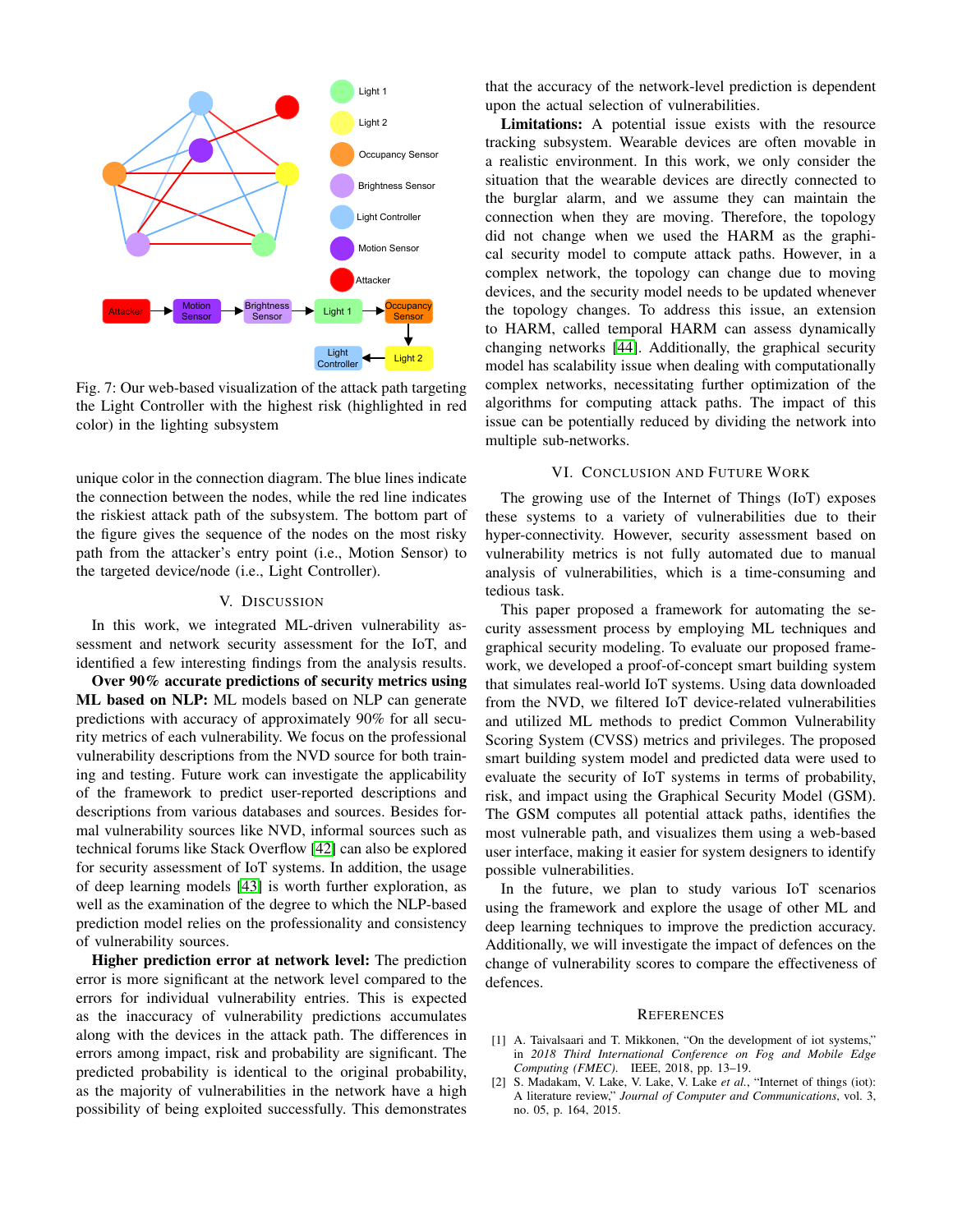Fig. 7: Our web-based visualization of the attack path targeting the Light Controller with the highest risk (highlighted in red color) in the lighting subsystem

unique color in the connection diagram. The blue lines indicate the connection between the nodes, while the red line indicates the riskiest attack path of the subsystem. The bottom part of the figure gives the sequence of the nodes on the most risky path from the attacker's entry point (i.e., Motion Sensor) to the targeted device/node (i.e., Light Controller).

## V. Discussion

In this work, we integrated ML-driven vulnerability assessment and network security assessment for the IoT, and identified a few interesting findings from the analysis results.

**Over 90% accurate predictions of security metrics using ML based on NLP:** ML models based on NLP can generate predictions with accuracy of approximately 90% for all security metrics of each vulnerability. We focus on the professional vulnerability descriptions from the NVD source for both training and testing. Future work can investigate the applicability of the framework to predict user-reported descriptions and descriptions from various databases and sources. Besides formal vulnerability sources like NVD, informal sources such as technical forums like Stack Overflow [42] can also be explored for security assessment of IoT systems. In addition, the usage of deep learning models [43] is worth further exploration, as well as the examination of the degree to which the NLP-based prediction model relies on the professionality and consistency of vulnerability sources.

**Higher prediction error at network level:** The prediction error is more significant at the network level compared to the errors for individual vulnerability entries. This is expected as the inaccuracy of vulnerability predictions accumulates along with the devices in the attack path. The differences in errors among impact, risk and probability are significant. The predicted probability is identical to the original probability, as the majority of vulnerabilities in the network have a high possibility of being exploited successfully. This demonstrates that the accuracy of the network-level prediction is dependent upon the actual selection of vulnerabilities.

**Limitations:** A potential issue exists with the resource tracking subsystem. Wearable devices are often movable in a realistic environment. In this work, we only consider the situation that the wearable devices are directly connected to the burglar alarm, and we assume they can maintain the connection when they are moving. Therefore, the topology did not change when we used the HARM as the graphical security model to compute attack paths. However, in a complex network, the topology can change due to moving devices, and the security model needs to be updated whenever the topology changes. To address this issue, an extension to HARM, called temporal HARM can assess dynamically changing networks [44]. Additionally, the graphical security model has scalability issue when dealing with computationally complex networks, necessitating further optimization of the algorithms for computing attack paths. The impact of this issue can be potentially reduced by dividing the network into multiple sub-networks.

## VI. Conclusion and Future Work

The growing use of the Internet of Things (IoT) exposes these systems to a variety of vulnerabilities due to their hyper-connectivity. However, security assessment based on vulnerability metrics is not fully automated due to manual analysis of vulnerabilities, which is a time-consuming and tedious task.

This paper proposed a framework for automating the security assessment process by employing ML techniques and graphical security modeling. To evaluate our proposed framework, we developed a proof-of-concept smart building system that simulates real-world IoT systems. Using data downloaded from the NVD, we filtered IoT device-related vulnerabilities and utilized ML methods to predict Common Vulnerability Scoring System (CVSS) metrics and privileges. The proposed smart building system model and predicted data were used to evaluate the security of IoT systems in terms of probability, risk, and impact using the Graphical Security Model (GSM). The GSM computes all potential attack paths, identifies the most vulnerable path, and visualizes them using a web-based user interface, making it easier for system designers to identify possible vulnerabilities.

In the future, we plan to study various IoT scenarios using the framework and explore the usage of other ML and deep learning techniques to improve the prediction accuracy. Additionally, we will investigate the impact of defences on the change of vulnerability scores to compare the effectiveness of defences.

## References

[1] A. Taivalsaari and T. Mikkonen, "On the development of iot systems," in *2018 Third International Conference on Fog and Mobile Edge Computing (FMEC)*. IEEE, 2018, pp. 13–19.

[2] S. Madakam, V. Lake, V. Lake, V. Lake *et al.*, "Internet of things (iot): A literature review," *Journal of Computer and Communications*, vol. 3, no. 05, p. 164, 2015.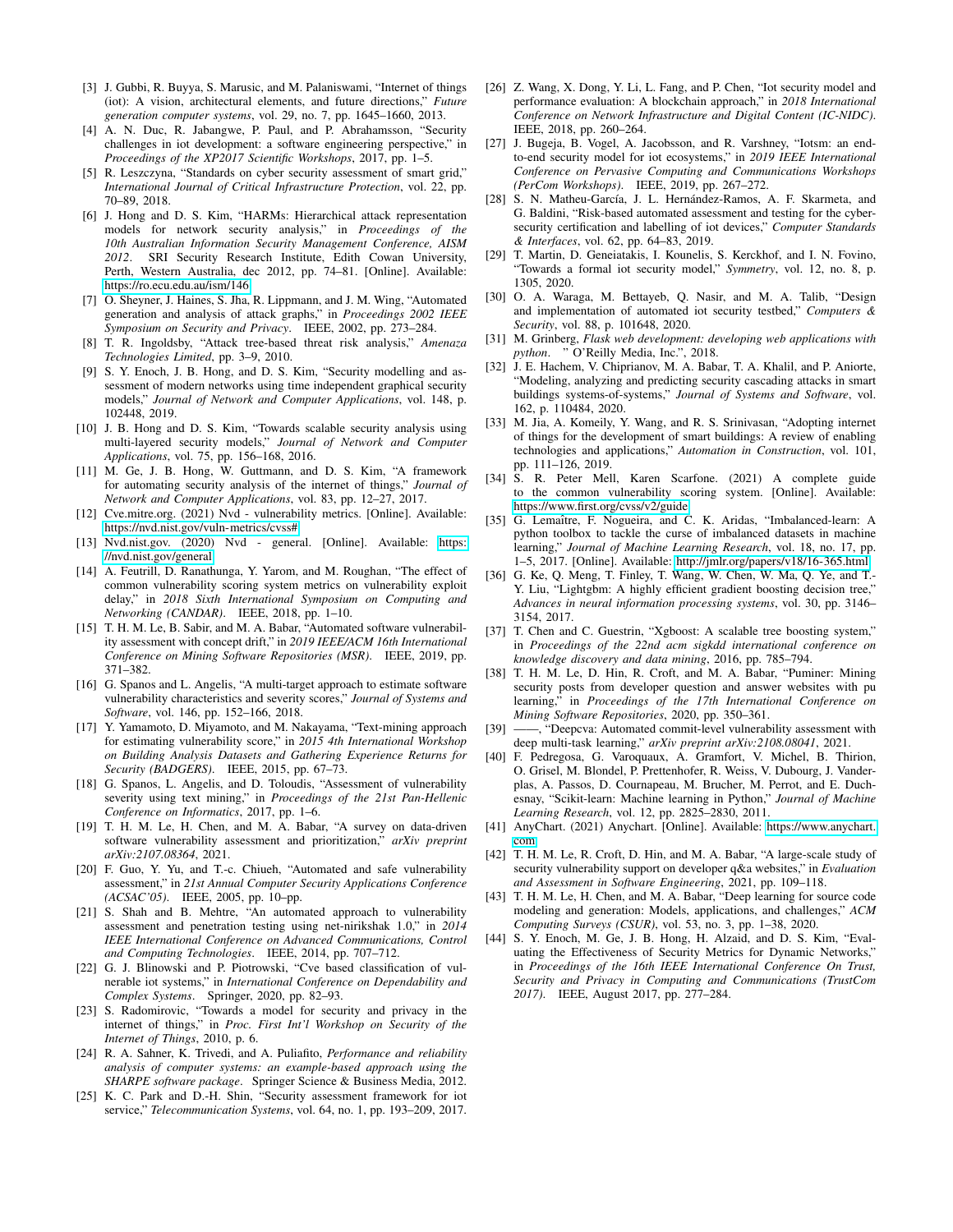[3] J. Gubbi, R. Buyya, S. Marusic, and M. Palaniswami, "Internet of things (iot): A vision, architectural elements, and future directions," *Future generation computer systems*, vol. 29, no. 7, pp. 1645–1660, 2013.

[4] A. N. Duc, R. Jabangwe, P. Paul, and P. Abrahamsson, "Security challenges in iot development: a software engineering perspective," in *Proceedings of the XP2017 Scientific Workshops*, 2017, pp. 1–5.

[5] R. Leszczyna, "Standards on cyber security assessment of smart grid," *International Journal of Critical Infrastructure Protection*, vol. 22, pp. 70–89, 2018.

[6] J. Hong and D. S. Kim, "HARMs: Hierarchical attack representation models for network security analysis," in *Proceedings of the 10th Australian Information Security Management Conference, AISM 2012*. SRI Security Research Institute, Edith Cowan University, Perth, Western Australia, dec 2012, pp. 74–81. [Online]. Available: https://ro.ecu.edu.au/ism/146

[7] O. Sheyner, J. Haines, S. Jha, R. Lippmann, and J. M. Wing, "Automated generation and analysis of attack graphs," in *Proceedings 2002 IEEE Symposium on Security and Privacy*. IEEE, 2002, pp. 273–284.

[8] T. R. Ingoldsby, "Attack tree-based threat risk analysis," *Amenaza Technologies Limited*, pp. 3–9, 2010.

[9] S. Y. Enoch, J. B. Hong, and D. S. Kim, "Security modelling and assessment of modern networks using time independent graphical security models," *Journal of Network and Computer Applications*, vol. 148, p. 102448, 2019.

[10] J. B. Hong and D. S. Kim, "Towards scalable security analysis using multi-layered security models," *Journal of Network and Computer Applications*, vol. 75, pp. 156–168, 2016.

[11] M. Ge, J. B. Hong, W. Guttmann, and D. S. Kim, "A framework for automating security analysis of the internet of things," *Journal of Network and Computer Applications*, vol. 83, pp. 12–27, 2017.

[12] Cve.mitre.org. (2021) Nvd - vulnerability metrics. [Online]. Available: https://nvd.nist.gov/vuln-metrics/cvss#

[13] Nvd.nist.gov. (2020) Nvd - general. [Online]. Available: https://nvd.nist.gov/general

[14] A. Feutrill, D. Ranathunga, Y. Yarom, and M. Roughan, "The effect of common vulnerability scoring system metrics on vulnerability exploit delay," in *2018 Sixth International Symposium on Computing and Networking (CANDAR)*. IEEE, 2018, pp. 1–10.

[15] T. H. M. Le, B. Sabir, and M. A. Babar, "Automated software vulnerability assessment with concept drift," in *2019 IEEE/ACM 16th International Conference on Mining Software Repositories (MSR)*. IEEE, 2019, pp. 371–382.

[16] G. Spanos and L. Angelis, "A multi-target approach to estimate software vulnerability characteristics and severity scores," *Journal of Systems and Software*, vol. 146, pp. 152–166, 2018.

[17] Y. Yamamoto, D. Miyamoto, and M. Nakayama, "Text-mining approach for estimating vulnerability score," in *2015 4th International Workshop on Building Analysis Datasets and Gathering Experience Returns for Security (BADGERS)*. IEEE, 2015, pp. 67–73.

[18] G. Spanos, L. Angelis, and D. Toloudis, "Assessment of vulnerability severity using text mining," in *Proceedings of the 21st Pan-Hellenic Conference on Informatics*, 2017, pp. 1–6.

[19] T. H. M. Le, H. Chen, and M. A. Babar, "A survey on data-driven software vulnerability assessment and prioritization," *arXiv preprint arXiv:2107.08364*, 2021.

[20] F. Guo, Y. Yu, and T.-c. Chiueh, "Automated and safe vulnerability assessment," in *21st Annual Computer Security Applications Conference (ACSAC'05)*. IEEE, 2005, pp. 10–pp.

[21] S. Shah and B. Mehtre, "An automated approach to vulnerability assessment and penetration testing using net-nirikshak 1.0," in *2014 IEEE International Conference on Advanced Communications, Control and Computing Technologies*. IEEE, 2014, pp. 707–712.

[22] G. J. Blinowski and P. Piotrowski, "Cve based classification of vulnerable iot systems," in *International Conference on Dependability and Complex Systems*. Springer, 2020, pp. 82–93.

[23] S. Radomirovic, "Towards a model for security and privacy in the internet of things," in *Proc. First Int'l Workshop on Security of the Internet of Things*, 2010, p. 6.

[24] R. A. Sahner, K. Trivedi, and A. Puliafito, *Performance and reliability analysis of computer systems: an example-based approach using the SHARPE software package*. Springer Science & Business Media, 2012.

[25] K. C. Park and D.-H. Shin, "Security assessment framework for iot service," *Telecommunication Systems*, vol. 64, no. 1, pp. 193–209, 2017.

[26] Z. Wang, X. Dong, Y. Li, L. Fang, and P. Chen, "Iot security model and performance evaluation: A blockchain approach," in *2018 International Conference on Network Infrastructure and Digital Content (IC-NIDC)*. IEEE, 2018, pp. 260–264.

[27] J. Bugeja, B. Vogel, A. Jacobsson, and R. Varshney, "Iotsm: an end-to-end security model for iot ecosystems," in *2019 IEEE International Conference on Pervasive Computing and Communications Workshops (PerCom Workshops)*. IEEE, 2019, pp. 267–272.

[28] S. N. Matheu-García, J. L. Hernández-Ramos, A. F. Skarmeta, and G. Baldini, "Risk-based automated assessment and testing for the cybersecurity certification and labelling of iot devices," *Computer Standards & Interfaces*, vol. 62, pp. 64–83, 2019.

[29] T. Martin, D. Geneiatakis, I. Kounelis, S. Kerckhof, and I. N. Fovino, "Towards a formal iot security model," *Symmetry*, vol. 12, no. 8, p. 1305, 2020.

[30] O. A. Waraga, M. Bettayeb, Q. Nasir, and M. A. Talib, "Design and implementation of automated iot security testbed," *Computers & Security*, vol. 88, p. 101648, 2020.

[31] M. Grinberg, *Flask web development: developing web applications with python*. " O'Reilly Media, Inc.", 2018.

[32] J. E. Hachem, V. Chiprianov, M. A. Babar, T. A. Khalil, and P. Aniorte, "Modeling, analyzing and predicting security cascading attacks in smart buildings systems-of-systems," *Journal of Systems and Software*, vol. 162, p. 110484, 2020.

[33] M. Jia, A. Komeily, Y. Wang, and R. S. Srinivasan, "Adopting internet of things for the development of smart buildings: A review of enabling technologies and applications," *Automation in Construction*, vol. 101, pp. 111–126, 2019.

[34] S. R. Peter Mell, Karen Scarfone. (2021) A complete guide to the common vulnerability scoring system. [Online]. Available: https://www.first.org/cvss/v2/guide

[35] G. Lemaître, F. Nogueira, and C. K. Aridas, "Imbalanced-learn: A python toolbox to tackle the curse of imbalanced datasets in machine learning," *Journal of Machine Learning Research*, vol. 18, no. 17, pp. 1–5, 2017. [Online]. Available: http://jmlr.org/papers/v18/16-365.html

[36] G. Ke, Q. Meng, T. Finley, T. Wang, W. Chen, W. Ma, Q. Ye, and T.-Y. Liu, "Lightgbm: A highly efficient gradient boosting decision tree," *Advances in neural information processing systems*, vol. 30, pp. 3146–3154, 2017.

[37] T. Chen and C. Guestrin, "Xgboost: A scalable tree boosting system," in *Proceedings of the 22nd acm sigkdd international conference on knowledge discovery and data mining*, 2016, pp. 785–794.

[38] T. H. M. Le, D. Hin, R. Croft, and M. A. Babar, "Puminer: Mining security posts from developer question and answer websites with pu learning," in *Proceedings of the 17th International Conference on Mining Software Repositories*, 2020, pp. 350–361.

[39] ——, "Deepcva: Automated commit-level vulnerability assessment with deep multi-task learning," *arXiv preprint arXiv:2108.08041*, 2021.

[40] F. Pedregosa, G. Varoquaux, A. Gramfort, V. Michel, B. Thirion, O. Grisel, M. Blondel, P. Prettenhofer, R. Weiss, V. Dubourg, J. Vanderplas, A. Passos, D. Cournapeau, M. Brucher, M. Perrot, and E. Duchesnay, "Scikit-learn: Machine learning in Python," *Journal of Machine Learning Research*, vol. 12, pp. 2825–2830, 2011.

[41] AnyChart. (2021) Anychart. [Online]. Available: https://www.anychart.com

[42] T. H. M. Le, R. Croft, D. Hin, and M. A. Babar, "A large-scale study of security vulnerability support on developer q&a websites," in *Evaluation and Assessment in Software Engineering*, 2021, pp. 109–118.

[43] T. H. M. Le, H. Chen, and M. A. Babar, "Deep learning for source code modeling and generation: Models, applications, and challenges," *ACM Computing Surveys (CSUR)*, vol. 53, no. 3, pp. 1–38, 2020.

[44] S. Y. Enoch, M. Ge, J. B. Hong, H. Alzaid, and D. S. Kim, "Evaluating the Effectiveness of Security Metrics for Dynamic Networks," in *Proceedings of the 16th IEEE International Conference On Trust, Security and Privacy in Computing and Communications (TrustCom 2017)*. IEEE, August 2017, pp. 277–284.